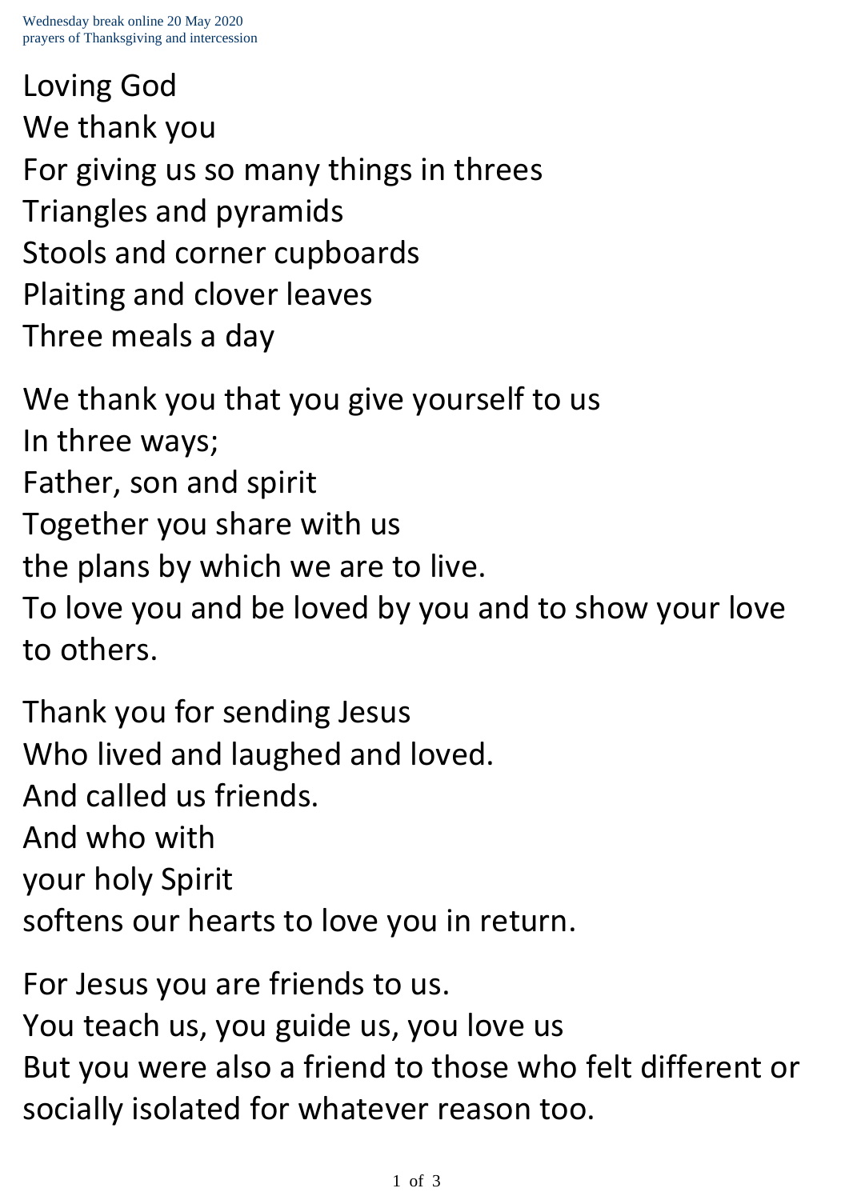Loving God
We thank you
For giving us so many things in threes
Triangles and pyramids
Stools and corner cupboards
Plaiting and clover leaves
Three meals a day

We thank you that you give yourself to us
In three ways;
Father, son and spirit
Together you share with us
the plans by which we are to live.
To love you and be loved by you and to show your love to others.

Thank you for sending Jesus
Who lived and laughed and loved.
And called us friends.
And who with
your holy Spirit
softens our hearts to love you in return.

For Jesus you are friends to us.
You teach us, you guide us, you love us
But you were also a friend to those who felt different or socially isolated for whatever reason too.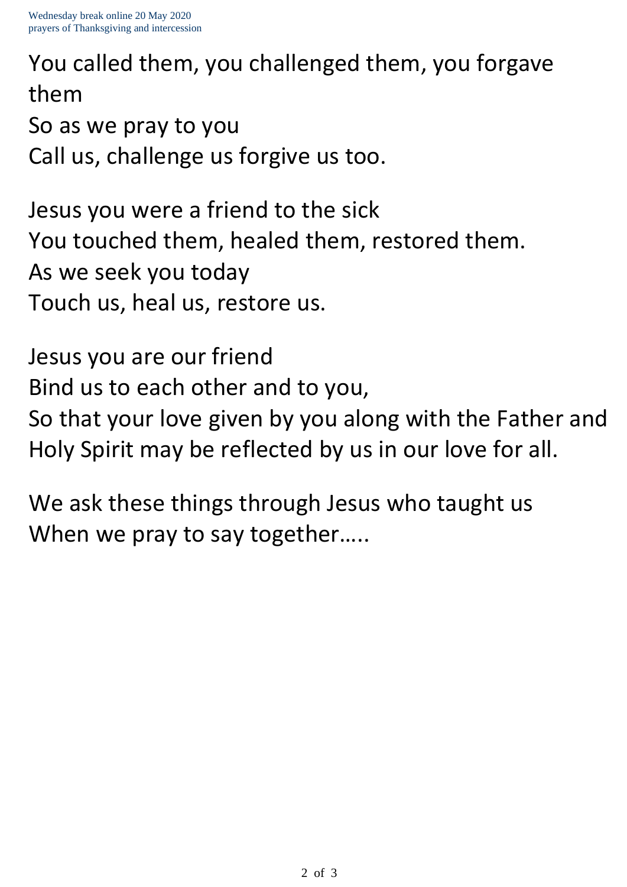You called them, you challenged them, you forgave them
So as we pray to you
Call us, challenge us forgive us too.

Jesus you were a friend to the sick
You touched them, healed them, restored them.
As we seek you today
Touch us, heal us, restore us.

Jesus you are our friend
Bind us to each other and to you,
So that your love given by you along with the Father and Holy Spirit may be reflected by us in our love for all.

We ask these things through Jesus who taught us
When we pray to say together…..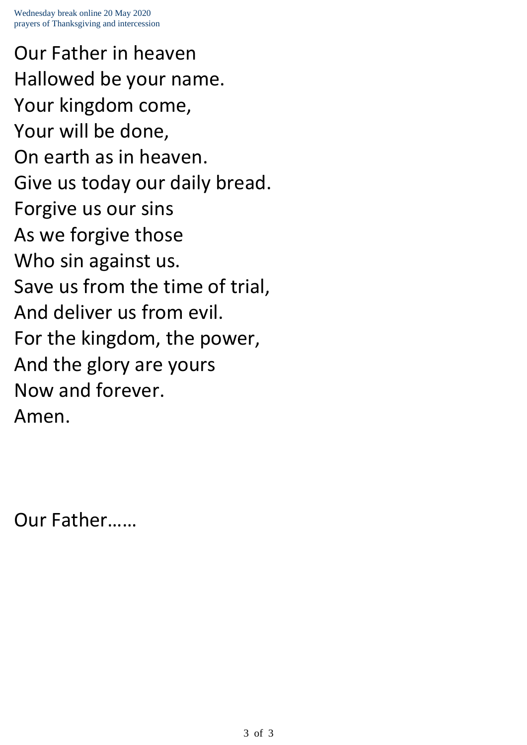Our Father in heaven
Hallowed be your name.
Your kingdom come,
Your will be done,
On earth as in heaven.
Give us today our daily bread.
Forgive us our sins
As we forgive those
Who sin against us.
Save us from the time of trial,
And deliver us from evil.
For the kingdom, the power,
And the glory are yours
Now and forever.
Amen.

Our Father……